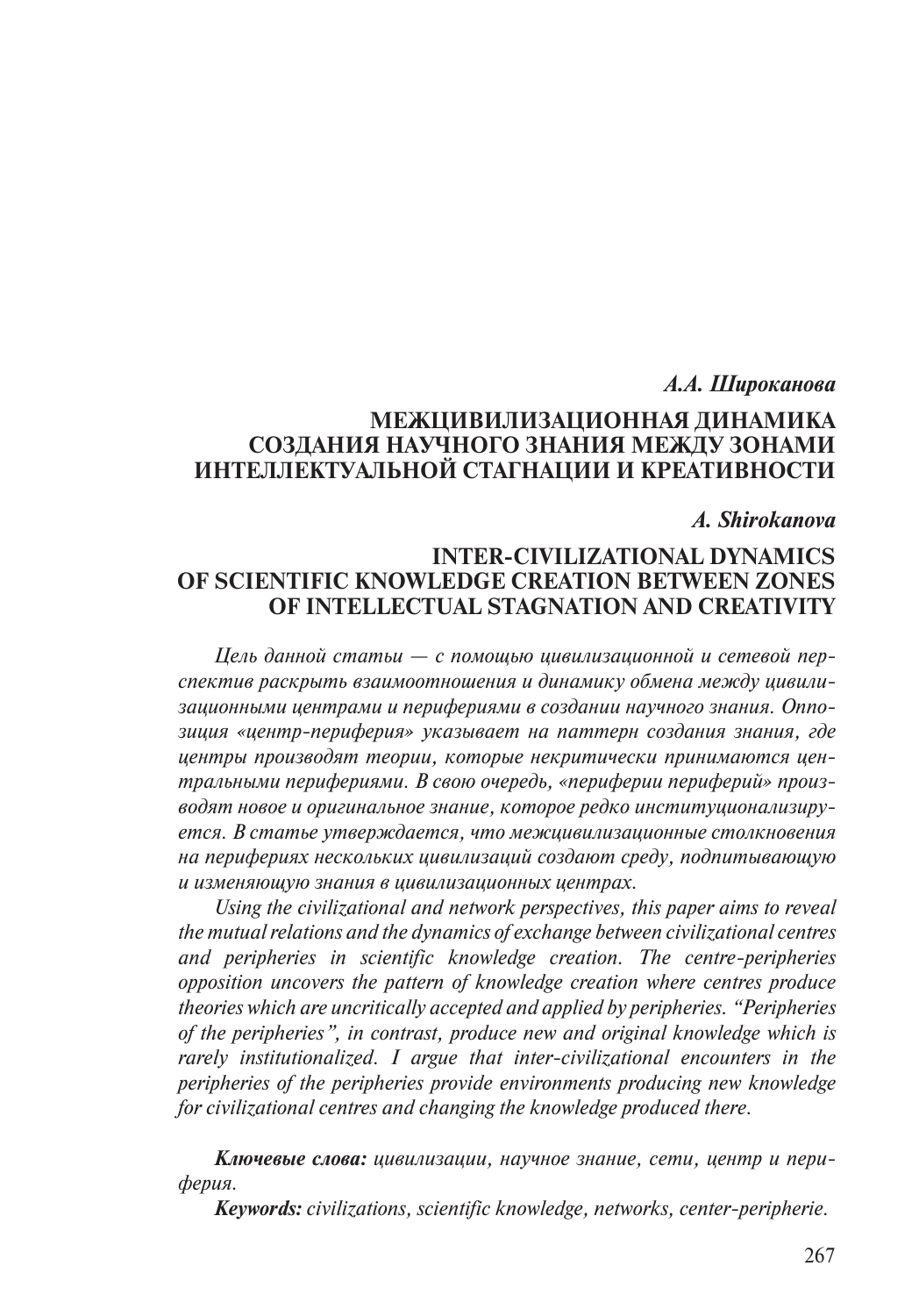*А.А. Широканова*

# МЕЖЦИВИЛИЗАЦИОННАЯ ДИНАМИКА СОЗДАНИЯ НАУЧНОГО ЗНАНИЯ МЕЖДУ ЗОНАМИ ИНТЕЛЛЕКТУАЛЬНОЙ СТАГНАЦИИ И КРЕАТИВНОСТИ

*A. Shirokanova*

# INTER-CIVILIZATIONAL DYNAMICS OF SCIENTIFIC KNOWLEDGE CREATION BETWEEN ZONES OF INTELLECTUAL STAGNATION AND CREATIVITY

*Цель данной статьи — с помощью цивилизационной и сетевой перспектив раскрыть взаимоотношения и динамику обмена между цивилизационными центрами и перифериями в создании научного знания. Оппозиция «центр-периферия» указывает на паттерн создания знания, где центры производят теории, которые некритически принимаются центральными перифериями. В свою очередь, «периферии периферий» производят новое и оригинальное знание, которое редко институционализируется. В статье утверждается, что межцивилизационные столкновения на перифериях нескольких цивилизаций создают среду, подпитывающую и изменяющую знания в цивилизационных центрах.*

*Using the civilizational and network perspectives, this paper aims to reveal the mutual relations and the dynamics of exchange between civilizational centres and peripheries in scientific knowledge creation. The centre-peripheries opposition uncovers the pattern of knowledge creation where centres produce theories which are uncritically accepted and applied by peripheries. "Peripheries of the peripheries", in contrast, produce new and original knowledge which is rarely institutionalized. I argue that inter-civilizational encounters in the peripheries of the peripheries provide environments producing new knowledge for civilizational centres and changing the knowledge produced there.*

***Ключевые слова:*** *цивилизации, научное знание, сети, центр и периферия.*

***Keywords:*** *civilizations, scientific knowledge, networks, center-peripherie.*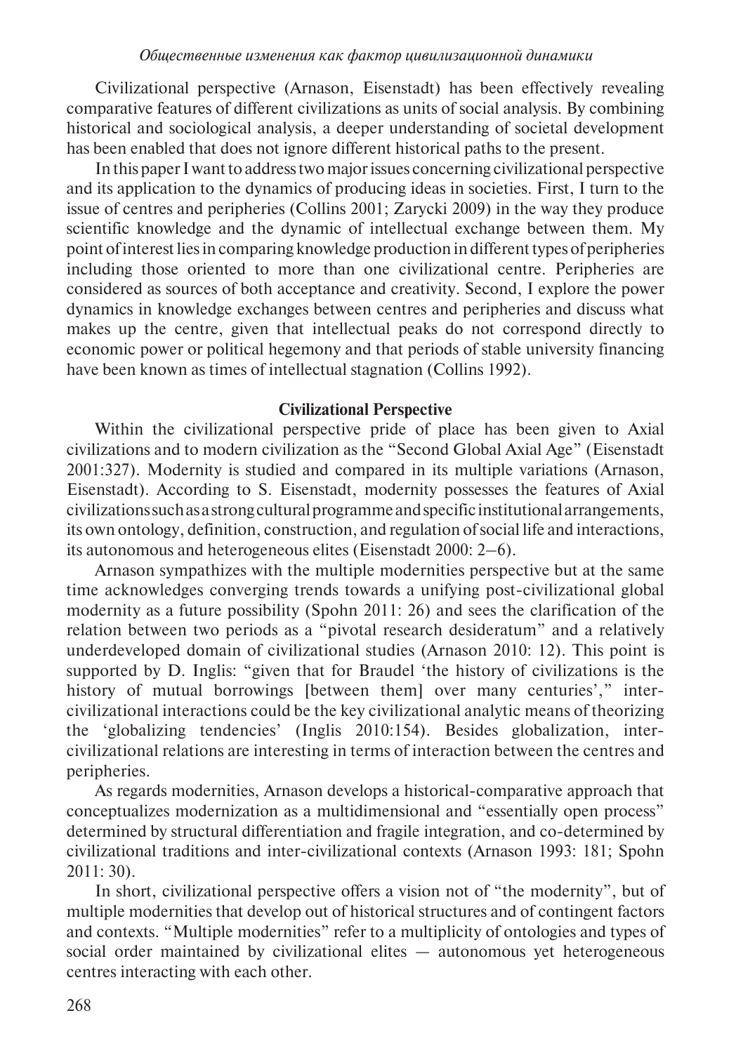Civilizational perspective (Arnason, Eisenstadt) has been effectively revealing comparative features of different civilizations as units of social analysis. By combining historical and sociological analysis, a deeper understanding of societal development has been enabled that does not ignore different historical paths to the present.

In this paper I want to address two major issues concerning civilizational perspective and its application to the dynamics of producing ideas in societies. First, I turn to the issue of centres and peripheries (Collins 2001; Zarycki 2009) in the way they produce scientific knowledge and the dynamic of intellectual exchange between them. My point of interest lies in comparing knowledge production in different types of peripheries including those oriented to more than one civilizational centre. Peripheries are considered as sources of both acceptance and creativity. Second, I explore the power dynamics in knowledge exchanges between centres and peripheries and discuss what makes up the centre, given that intellectual peaks do not correspond directly to economic power or political hegemony and that periods of stable university financing have been known as times of intellectual stagnation (Collins 1992).

## Civilizational Perspective

Within the civilizational perspective pride of place has been given to Axial civilizations and to modern civilization as the "Second Global Axial Age" (Eisenstadt 2001:327). Modernity is studied and compared in its multiple variations (Arnason, Eisenstadt). According to S. Eisenstadt, modernity possesses the features of Axial civilizations such as a strong cultural programme and specific institutional arrangements, its own ontology, definition, construction, and regulation of social life and interactions, its autonomous and heterogeneous elites (Eisenstadt 2000: 2–6).

Arnason sympathizes with the multiple modernities perspective but at the same time acknowledges converging trends towards a unifying post-civilizational global modernity as a future possibility (Spohn 2011: 26) and sees the clarification of the relation between two periods as a "pivotal research desideratum" and a relatively underdeveloped domain of civilizational studies (Arnason 2010: 12). This point is supported by D. Inglis: "given that for Braudel 'the history of civilizations is the history of mutual borrowings [between them] over many centuries'," inter-civilizational interactions could be the key civilizational analytic means of theorizing the 'globalizing tendencies' (Inglis 2010:154). Besides globalization, inter-civilizational relations are interesting in terms of interaction between the centres and peripheries.

As regards modernities, Arnason develops a historical-comparative approach that conceptualizes modernization as a multidimensional and "essentially open process" determined by structural differentiation and fragile integration, and co-determined by civilizational traditions and inter-civilizational contexts (Arnason 1993: 181; Spohn 2011: 30).

In short, civilizational perspective offers a vision not of "the modernity", but of multiple modernities that develop out of historical structures and of contingent factors and contexts. "Multiple modernities" refer to a multiplicity of ontologies and types of social order maintained by civilizational elites — autonomous yet heterogeneous centres interacting with each other.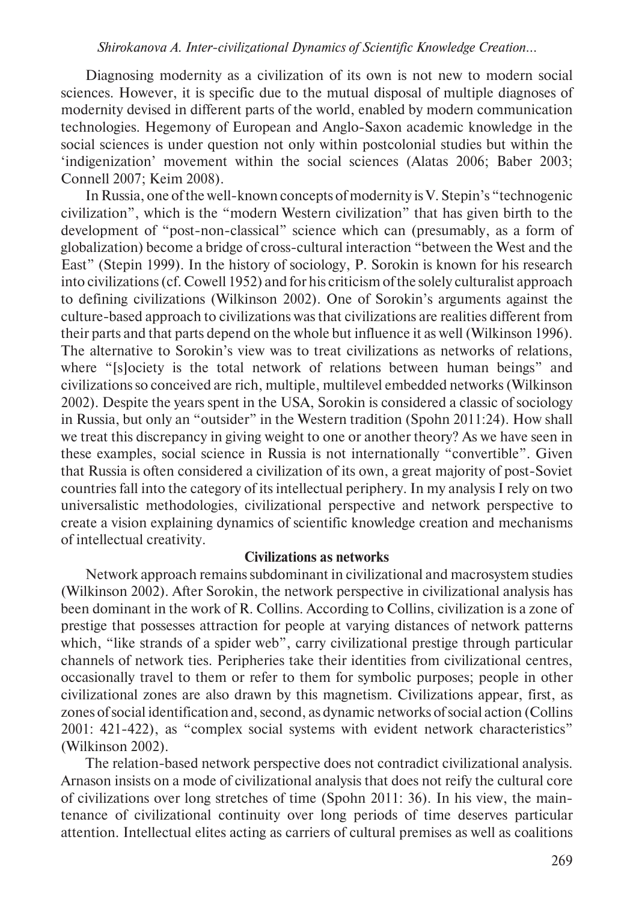Diagnosing modernity as a civilization of its own is not new to modern social sciences. However, it is specific due to the mutual disposal of multiple diagnoses of modernity devised in different parts of the world, enabled by modern communication technologies. Hegemony of European and Anglo-Saxon academic knowledge in the social sciences is under question not only within postcolonial studies but within the 'indigenization' movement within the social sciences (Alatas 2006; Baber 2003; Connell 2007; Keim 2008).

In Russia, one of the well-known concepts of modernity is V. Stepin's "technogenic civilization", which is the "modern Western civilization" that has given birth to the development of "post-non-classical" science which can (presumably, as a form of globalization) become a bridge of cross-cultural interaction "between the West and the East" (Stepin 1999). In the history of sociology, P. Sorokin is known for his research into civilizations (cf. Cowell 1952) and for his criticism of the solely culturalist approach to defining civilizations (Wilkinson 2002). One of Sorokin's arguments against the culture-based approach to civilizations was that civilizations are realities different from their parts and that parts depend on the whole but influence it as well (Wilkinson 1996). The alternative to Sorokin's view was to treat civilizations as networks of relations, where "[s]ociety is the total network of relations between human beings" and civilizations so conceived are rich, multiple, multilevel embedded networks (Wilkinson 2002). Despite the years spent in the USA, Sorokin is considered a classic of sociology in Russia, but only an "outsider" in the Western tradition (Spohn 2011:24). How shall we treat this discrepancy in giving weight to one or another theory? As we have seen in these examples, social science in Russia is not internationally "convertible". Given that Russia is often considered a civilization of its own, a great majority of post-Soviet countries fall into the category of its intellectual periphery. In my analysis I rely on two universalistic methodologies, civilizational perspective and network perspective to create a vision explaining dynamics of scientific knowledge creation and mechanisms of intellectual creativity.

## Civilizations as networks

Network approach remains subdominant in civilizational and macrosystem studies (Wilkinson 2002). After Sorokin, the network perspective in civilizational analysis has been dominant in the work of R. Collins. According to Collins, civilization is a zone of prestige that possesses attraction for people at varying distances of network patterns which, "like strands of a spider web", carry civilizational prestige through particular channels of network ties. Peripheries take their identities from civilizational centres, occasionally travel to them or refer to them for symbolic purposes; people in other civilizational zones are also drawn by this magnetism. Civilizations appear, first, as zones of social identification and, second, as dynamic networks of social action (Collins 2001: 421-422), as "complex social systems with evident network characteristics" (Wilkinson 2002).

The relation-based network perspective does not contradict civilizational analysis. Arnason insists on a mode of civilizational analysis that does not reify the cultural core of civilizations over long stretches of time (Spohn 2011: 36). In his view, the maintenance of civilizational continuity over long periods of time deserves particular attention. Intellectual elites acting as carriers of cultural premises as well as coalitions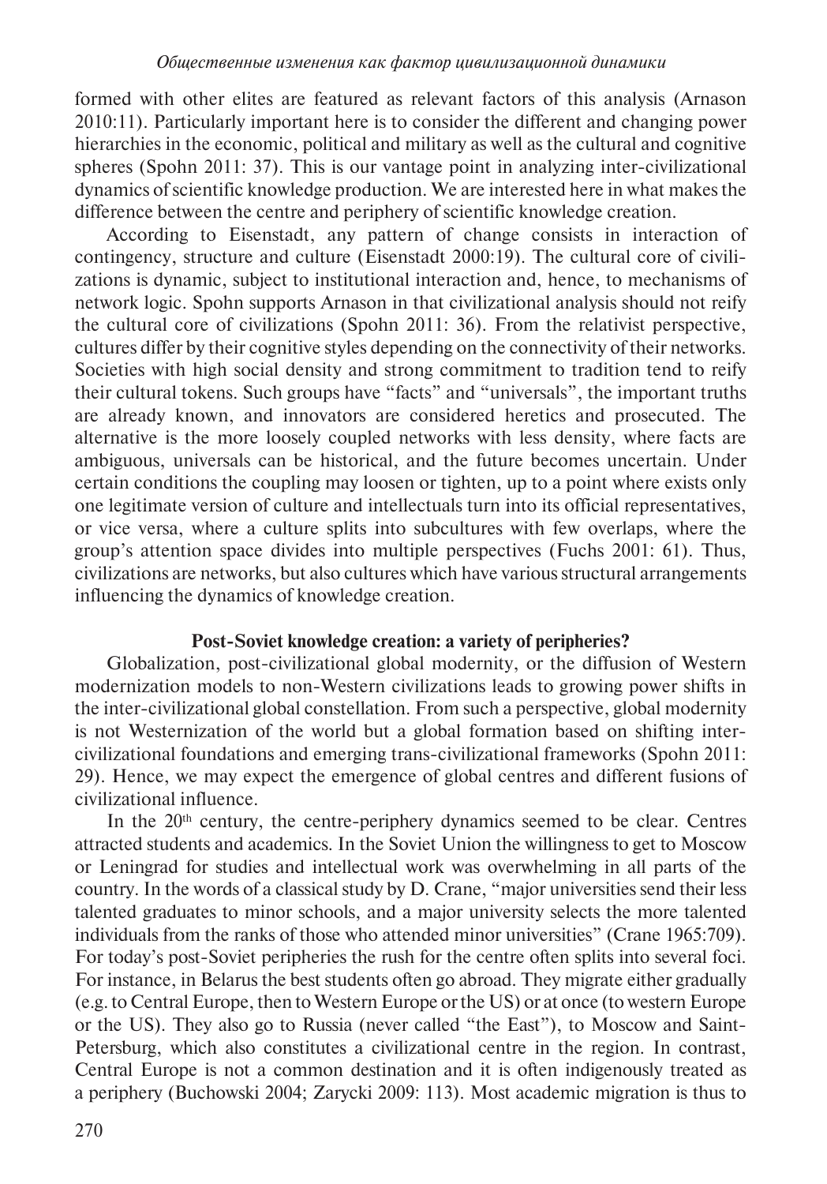formed with other elites are featured as relevant factors of this analysis (Arnason 2010:11). Particularly important here is to consider the different and changing power hierarchies in the economic, political and military as well as the cultural and cognitive spheres (Spohn 2011: 37). This is our vantage point in analyzing inter-civilizational dynamics of scientific knowledge production. We are interested here in what makes the difference between the centre and periphery of scientific knowledge creation.

According to Eisenstadt, any pattern of change consists in interaction of contingency, structure and culture (Eisenstadt 2000:19). The cultural core of civilizations is dynamic, subject to institutional interaction and, hence, to mechanisms of network logic. Spohn supports Arnason in that civilizational analysis should not reify the cultural core of civilizations (Spohn 2011: 36). From the relativist perspective, cultures differ by their cognitive styles depending on the connectivity of their networks. Societies with high social density and strong commitment to tradition tend to reify their cultural tokens. Such groups have "facts" and "universals", the important truths are already known, and innovators are considered heretics and prosecuted. The alternative is the more loosely coupled networks with less density, where facts are ambiguous, universals can be historical, and the future becomes uncertain. Under certain conditions the coupling may loosen or tighten, up to a point where exists only one legitimate version of culture and intellectuals turn into its official representatives, or vice versa, where a culture splits into subcultures with few overlaps, where the group's attention space divides into multiple perspectives (Fuchs 2001: 61). Thus, civilizations are networks, but also cultures which have various structural arrangements influencing the dynamics of knowledge creation.

## Post-Soviet knowledge creation: a variety of peripheries?

Globalization, post-civilizational global modernity, or the diffusion of Western modernization models to non-Western civilizations leads to growing power shifts in the inter-civilizational global constellation. From such a perspective, global modernity is not Westernization of the world but a global formation based on shifting inter-civilizational foundations and emerging trans-civilizational frameworks (Spohn 2011: 29). Hence, we may expect the emergence of global centres and different fusions of civilizational influence.

In the 20th century, the centre-periphery dynamics seemed to be clear. Centres attracted students and academics. In the Soviet Union the willingness to get to Moscow or Leningrad for studies and intellectual work was overwhelming in all parts of the country. In the words of a classical study by D. Crane, "major universities send their less talented graduates to minor schools, and a major university selects the more talented individuals from the ranks of those who attended minor universities" (Crane 1965:709). For today's post-Soviet peripheries the rush for the centre often splits into several foci. For instance, in Belarus the best students often go abroad. They migrate either gradually (e.g. to Central Europe, then to Western Europe or the US) or at once (to western Europe or the US). They also go to Russia (never called "the East"), to Moscow and Saint-Petersburg, which also constitutes a civilizational centre in the region. In contrast, Central Europe is not a common destination and it is often indigenously treated as a periphery (Buchowski 2004; Zarycki 2009: 113). Most academic migration is thus to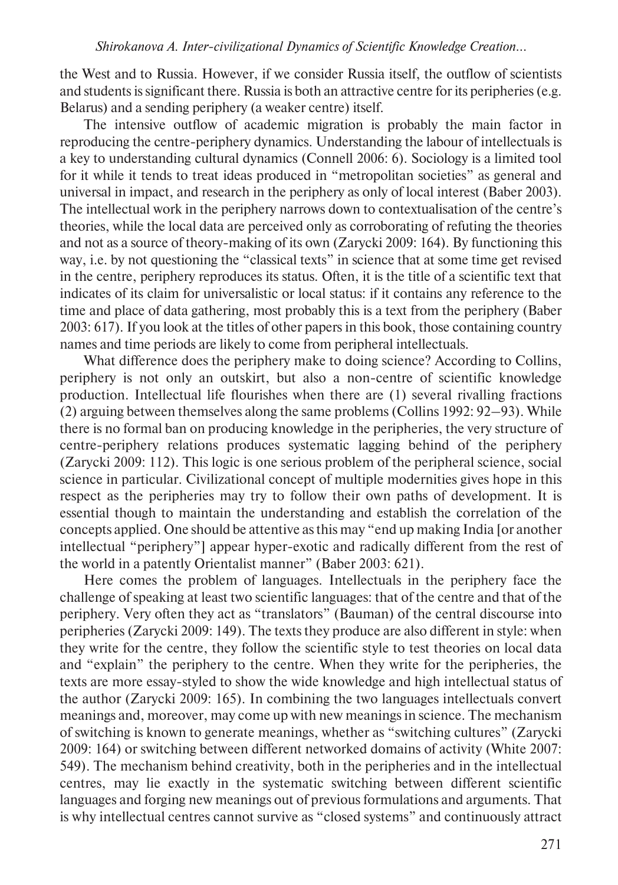the West and to Russia. However, if we consider Russia itself, the outflow of scientists and students is significant there. Russia is both an attractive centre for its peripheries (e.g. Belarus) and a sending periphery (a weaker centre) itself.

The intensive outflow of academic migration is probably the main factor in reproducing the centre-periphery dynamics. Understanding the labour of intellectuals is a key to understanding cultural dynamics (Connell 2006: 6). Sociology is a limited tool for it while it tends to treat ideas produced in "metropolitan societies" as general and universal in impact, and research in the periphery as only of local interest (Baber 2003). The intellectual work in the periphery narrows down to contextualisation of the centre's theories, while the local data are perceived only as corroborating of refuting the theories and not as a source of theory-making of its own (Zarycki 2009: 164). By functioning this way, i.e. by not questioning the "classical texts" in science that at some time get revised in the centre, periphery reproduces its status. Often, it is the title of a scientific text that indicates of its claim for universalistic or local status: if it contains any reference to the time and place of data gathering, most probably this is a text from the periphery (Baber 2003: 617). If you look at the titles of other papers in this book, those containing country names and time periods are likely to come from peripheral intellectuals.

What difference does the periphery make to doing science? According to Collins, periphery is not only an outskirt, but also a non-centre of scientific knowledge production. Intellectual life flourishes when there are (1) several rivalling fractions (2) arguing between themselves along the same problems (Collins 1992: 92–93). While there is no formal ban on producing knowledge in the peripheries, the very structure of centre-periphery relations produces systematic lagging behind of the periphery (Zarycki 2009: 112). This logic is one serious problem of the peripheral science, social science in particular. Civilizational concept of multiple modernities gives hope in this respect as the peripheries may try to follow their own paths of development. It is essential though to maintain the understanding and establish the correlation of the concepts applied. One should be attentive as this may "end up making India [or another intellectual "periphery"] appear hyper-exotic and radically different from the rest of the world in a patently Orientalist manner" (Baber 2003: 621).

Here comes the problem of languages. Intellectuals in the periphery face the challenge of speaking at least two scientific languages: that of the centre and that of the periphery. Very often they act as "translators" (Bauman) of the central discourse into peripheries (Zarycki 2009: 149). The texts they produce are also different in style: when they write for the centre, they follow the scientific style to test theories on local data and "explain" the periphery to the centre. When they write for the peripheries, the texts are more essay-styled to show the wide knowledge and high intellectual status of the author (Zarycki 2009: 165). In combining the two languages intellectuals convert meanings and, moreover, may come up with new meanings in science. The mechanism of switching is known to generate meanings, whether as "switching cultures" (Zarycki 2009: 164) or switching between different networked domains of activity (White 2007: 549). The mechanism behind creativity, both in the peripheries and in the intellectual centres, may lie exactly in the systematic switching between different scientific languages and forging new meanings out of previous formulations and arguments. That is why intellectual centres cannot survive as "closed systems" and continuously attract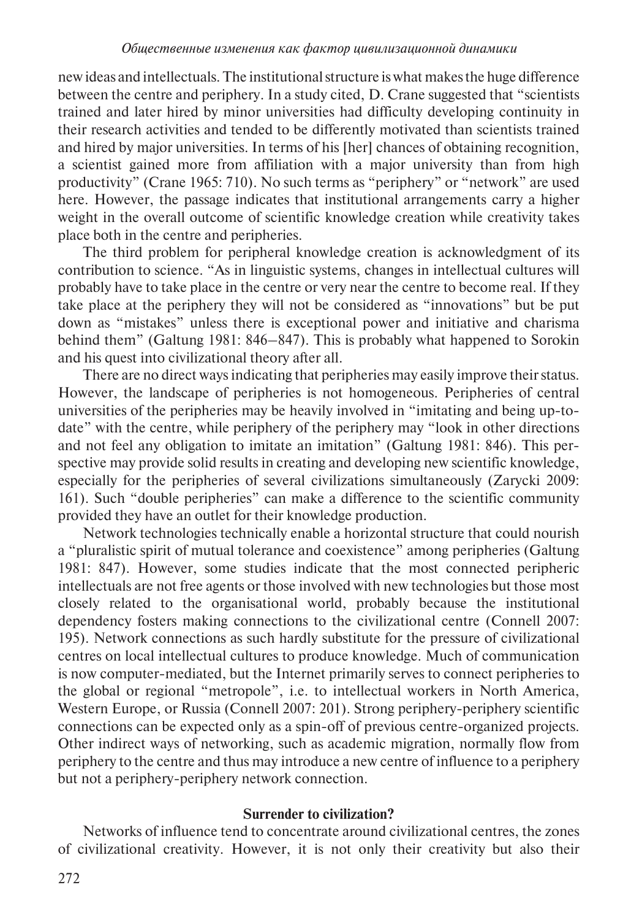new ideas and intellectuals. The institutional structure is what makes the huge difference between the centre and periphery. In a study cited, D. Crane suggested that "scientists trained and later hired by minor universities had difficulty developing continuity in their research activities and tended to be differently motivated than scientists trained and hired by major universities. In terms of his [her] chances of obtaining recognition, a scientist gained more from affiliation with a major university than from high productivity" (Crane 1965: 710). No such terms as "periphery" or "network" are used here. However, the passage indicates that institutional arrangements carry a higher weight in the overall outcome of scientific knowledge creation while creativity takes place both in the centre and peripheries.

The third problem for peripheral knowledge creation is acknowledgment of its contribution to science. "As in linguistic systems, changes in intellectual cultures will probably have to take place in the centre or very near the centre to become real. If they take place at the periphery they will not be considered as "innovations" but be put down as "mistakes" unless there is exceptional power and initiative and charisma behind them" (Galtung 1981: 846–847). This is probably what happened to Sorokin and his quest into civilizational theory after all.

There are no direct ways indicating that peripheries may easily improve their status. However, the landscape of peripheries is not homogeneous. Peripheries of central universities of the peripheries may be heavily involved in "imitating and being up-to-date" with the centre, while periphery of the periphery may "look in other directions and not feel any obligation to imitate an imitation" (Galtung 1981: 846). This perspective may provide solid results in creating and developing new scientific knowledge, especially for the peripheries of several civilizations simultaneously (Zarycki 2009: 161). Such "double peripheries" can make a difference to the scientific community provided they have an outlet for their knowledge production.

Network technologies technically enable a horizontal structure that could nourish a "pluralistic spirit of mutual tolerance and coexistence" among peripheries (Galtung 1981: 847). However, some studies indicate that the most connected peripheric intellectuals are not free agents or those involved with new technologies but those most closely related to the organisational world, probably because the institutional dependency fosters making connections to the civilizational centre (Connell 2007: 195). Network connections as such hardly substitute for the pressure of civilizational centres on local intellectual cultures to produce knowledge. Much of communication is now computer-mediated, but the Internet primarily serves to connect peripheries to the global or regional "metropole", i.e. to intellectual workers in North America, Western Europe, or Russia (Connell 2007: 201). Strong periphery-periphery scientific connections can be expected only as a spin-off of previous centre-organized projects. Other indirect ways of networking, such as academic migration, normally flow from periphery to the centre and thus may introduce a new centre of influence to a periphery but not a periphery-periphery network connection.

## Surrender to civilization?

Networks of influence tend to concentrate around civilizational centres, the zones of civilizational creativity. However, it is not only their creativity but also their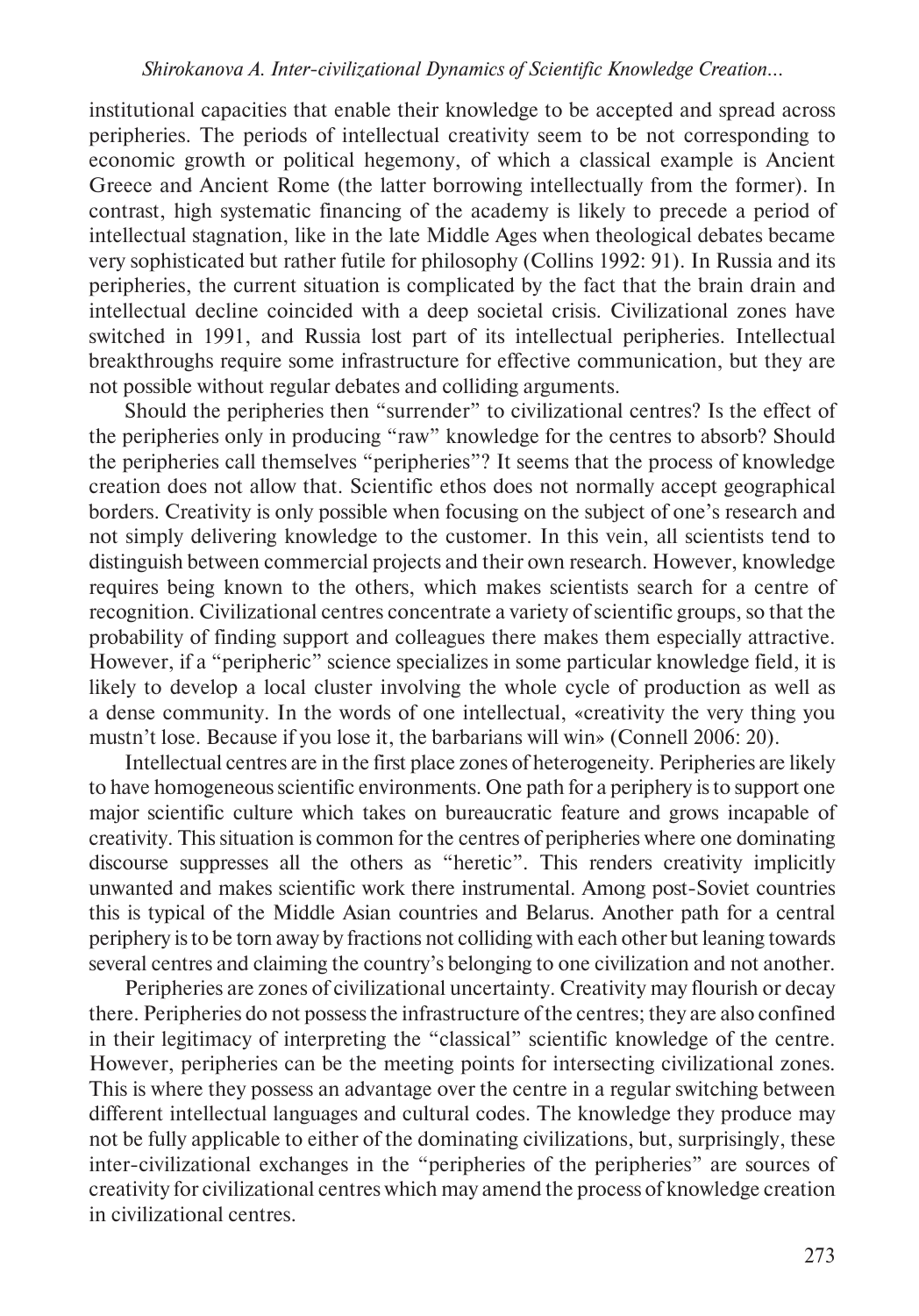institutional capacities that enable their knowledge to be accepted and spread across peripheries. The periods of intellectual creativity seem to be not corresponding to economic growth or political hegemony, of which a classical example is Ancient Greece and Ancient Rome (the latter borrowing intellectually from the former). In contrast, high systematic financing of the academy is likely to precede a period of intellectual stagnation, like in the late Middle Ages when theological debates became very sophisticated but rather futile for philosophy (Collins 1992: 91). In Russia and its peripheries, the current situation is complicated by the fact that the brain drain and intellectual decline coincided with a deep societal crisis. Civilizational zones have switched in 1991, and Russia lost part of its intellectual peripheries. Intellectual breakthroughs require some infrastructure for effective communication, but they are not possible without regular debates and colliding arguments.

Should the peripheries then "surrender" to civilizational centres? Is the effect of the peripheries only in producing "raw" knowledge for the centres to absorb? Should the peripheries call themselves "peripheries"? It seems that the process of knowledge creation does not allow that. Scientific ethos does not normally accept geographical borders. Creativity is only possible when focusing on the subject of one's research and not simply delivering knowledge to the customer. In this vein, all scientists tend to distinguish between commercial projects and their own research. However, knowledge requires being known to the others, which makes scientists search for a centre of recognition. Civilizational centres concentrate a variety of scientific groups, so that the probability of finding support and colleagues there makes them especially attractive. However, if a "peripheric" science specializes in some particular knowledge field, it is likely to develop a local cluster involving the whole cycle of production as well as a dense community. In the words of one intellectual, «creativity the very thing you mustn't lose. Because if you lose it, the barbarians will win» (Connell 2006: 20).

Intellectual centres are in the first place zones of heterogeneity. Peripheries are likely to have homogeneous scientific environments. One path for a periphery is to support one major scientific culture which takes on bureaucratic feature and grows incapable of creativity. This situation is common for the centres of peripheries where one dominating discourse suppresses all the others as "heretic". This renders creativity implicitly unwanted and makes scientific work there instrumental. Among post-Soviet countries this is typical of the Middle Asian countries and Belarus. Another path for a central periphery is to be torn away by fractions not colliding with each other but leaning towards several centres and claiming the country's belonging to one civilization and not another.

Peripheries are zones of civilizational uncertainty. Creativity may flourish or decay there. Peripheries do not possess the infrastructure of the centres; they are also confined in their legitimacy of interpreting the "classical" scientific knowledge of the centre. However, peripheries can be the meeting points for intersecting civilizational zones. This is where they possess an advantage over the centre in a regular switching between different intellectual languages and cultural codes. The knowledge they produce may not be fully applicable to either of the dominating civilizations, but, surprisingly, these inter-civilizational exchanges in the "peripheries of the peripheries" are sources of creativity for civilizational centres which may amend the process of knowledge creation in civilizational centres.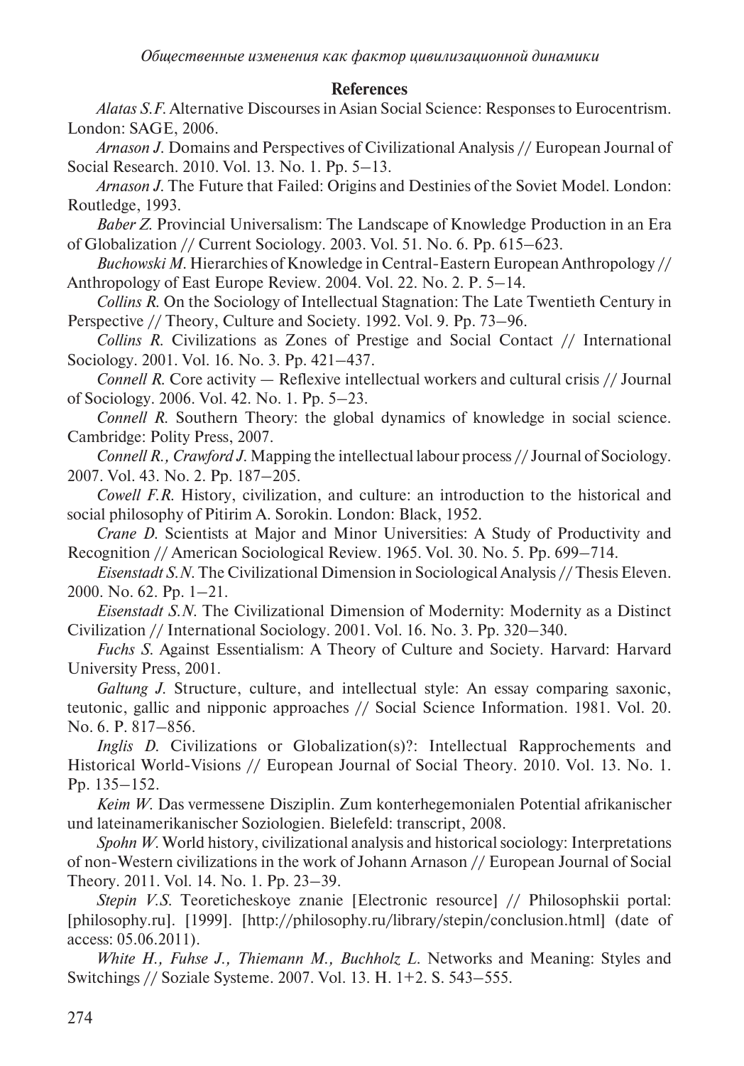## References

*Alatas S.F.* Alternative Discourses in Asian Social Science: Responses to Eurocentrism. London: SAGE, 2006.

*Arnason J.* Domains and Perspectives of Civilizational Analysis // European Journal of Social Research. 2010. Vol. 13. No. 1. Pp. 5–13.

*Arnason J.* The Future that Failed: Origins and Destinies of the Soviet Model. London: Routledge, 1993.

*Baber Z.* Provincial Universalism: The Landscape of Knowledge Production in an Era of Globalization // Current Sociology. 2003. Vol. 51. No. 6. Pp. 615–623.

*Buchowski M.* Hierarchies of Knowledge in Central-Eastern European Anthropology // Anthropology of East Europe Review. 2004. Vol. 22. No. 2. P. 5–14.

*Collins R.* On the Sociology of Intellectual Stagnation: The Late Twentieth Century in Perspective // Theory, Culture and Society. 1992. Vol. 9. Pp. 73–96.

*Collins R.* Civilizations as Zones of Prestige and Social Contact // International Sociology. 2001. Vol. 16. No. 3. Pp. 421–437.

*Connell R.* Core activity — Reflexive intellectual workers and cultural crisis // Journal of Sociology. 2006. Vol. 42. No. 1. Pp. 5–23.

*Connell R.* Southern Theory: the global dynamics of knowledge in social science. Cambridge: Polity Press, 2007.

*Connell R., Crawford J.* Mapping the intellectual labour process // Journal of Sociology. 2007. Vol. 43. No. 2. Pp. 187–205.

*Cowell F.R.* History, civilization, and culture: an introduction to the historical and social philosophy of Pitirim A. Sorokin. London: Black, 1952.

*Crane D.* Scientists at Major and Minor Universities: A Study of Productivity and Recognition // American Sociological Review. 1965. Vol. 30. No. 5. Pp. 699–714.

*Eisenstadt S.N.* The Civilizational Dimension in Sociological Analysis // Thesis Eleven. 2000. No. 62. Pp. 1–21.

*Eisenstadt S.N.* The Civilizational Dimension of Modernity: Modernity as a Distinct Civilization // International Sociology. 2001. Vol. 16. No. 3. Pp. 320–340.

*Fuchs S.* Against Essentialism: A Theory of Culture and Society. Harvard: Harvard University Press, 2001.

*Galtung J.* Structure, culture, and intellectual style: An essay comparing saxonic, teutonic, gallic and nipponic approaches // Social Science Information. 1981. Vol. 20. No. 6. P. 817–856.

*Inglis D.* Civilizations or Globalization(s)?: Intellectual Rapprochements and Historical World-Visions // European Journal of Social Theory. 2010. Vol. 13. No. 1. Pp. 135–152.

*Keim W.* Das vermessene Disziplin. Zum konterhegemonialen Potential afrikanischer und lateinamerikanischer Soziologien. Bielefeld: transcript, 2008.

*Spohn W.* World history, civilizational analysis and historical sociology: Interpretations of non-Western civilizations in the work of Johann Arnason // European Journal of Social Theory. 2011. Vol. 14. No. 1. Pp. 23–39.

*Stepin V.S.* Teoreticheskoye znanie [Electronic resource] // Philosophskii portal: [philosophy.ru]. [1999]. [http://philosophy.ru/library/stepin/conclusion.html] (date of access: 05.06.2011).

*White H., Fuhse J., Thiemann M., Buchholz L.* Networks and Meaning: Styles and Switchings // Soziale Systeme. 2007. Vol. 13. H. 1+2. S. 543–555.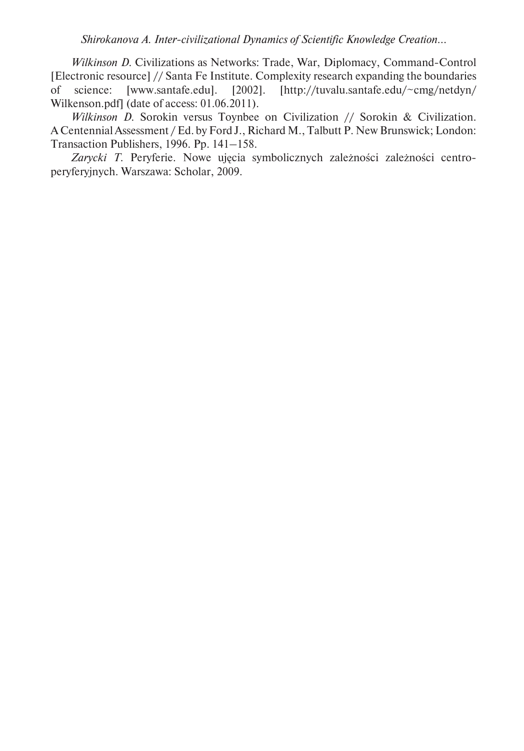*Wilkinson D.* Civilizations as Networks: Trade, War, Diplomacy, Command-Control [Electronic resource] // Santa Fe Institute. Complexity research expanding the boundaries of science: [www.santafe.edu]. [2002]. [http://tuvalu.santafe.edu/~cmg/netdyn/Wilkenson.pdf] (date of access: 01.06.2011).

*Wilkinson D.* Sorokin versus Toynbee on Civilization // Sorokin & Civilization. A Centennial Assessment / Ed. by Ford J., Richard M., Talbutt P. New Brunswick; London: Transaction Publishers, 1996. Pp. 141–158.

*Zarycki T.* Peryferie. Nowe ujęcia symbolicznych zależności zależności centro-peryferyjnych. Warszawa: Scholar, 2009.